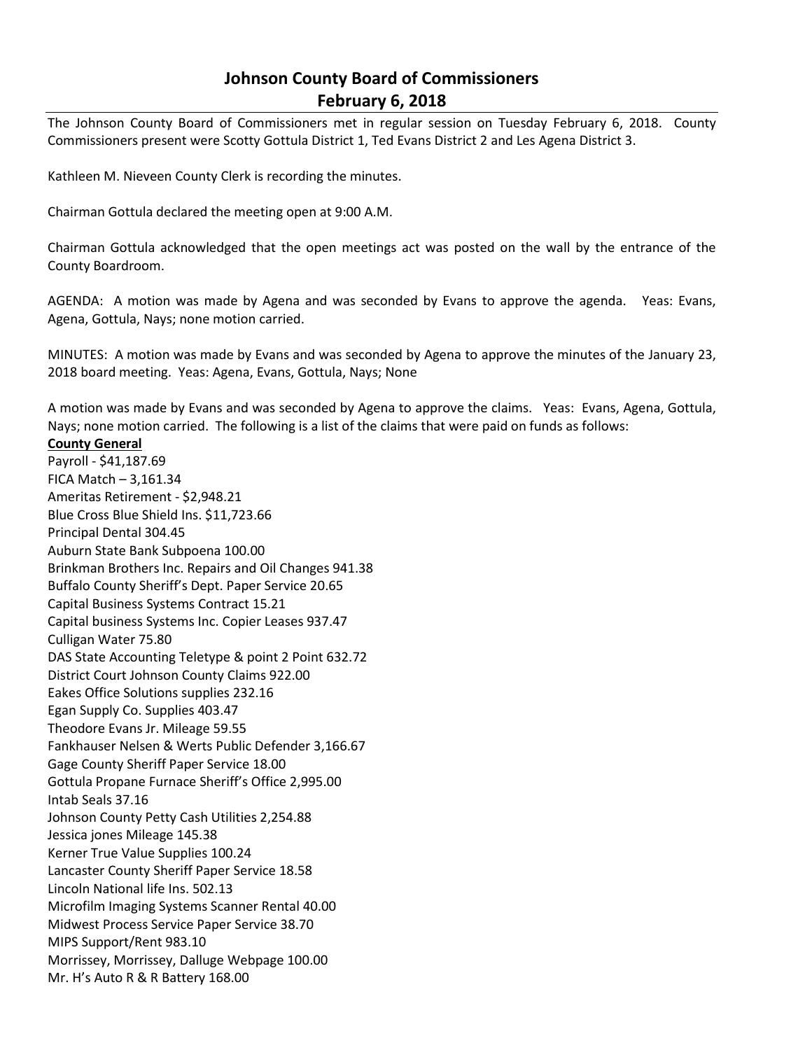# Johnson County Board of Commissioners
## February 6, 2018

The Johnson County Board of Commissioners met in regular session on Tuesday February 6, 2018. County Commissioners present were Scotty Gottula District 1, Ted Evans District 2 and Les Agena District 3.

Kathleen M. Nieveen County Clerk is recording the minutes.

Chairman Gottula declared the meeting open at 9:00 A.M.

Chairman Gottula acknowledged that the open meetings act was posted on the wall by the entrance of the County Boardroom.

AGENDA: A motion was made by Agena and was seconded by Evans to approve the agenda. Yeas: Evans, Agena, Gottula, Nays; none motion carried.

MINUTES: A motion was made by Evans and was seconded by Agena to approve the minutes of the January 23, 2018 board meeting. Yeas: Agena, Evans, Gottula, Nays; None

A motion was made by Evans and was seconded by Agena to approve the claims. Yeas: Evans, Agena, Gottula, Nays; none motion carried. The following is a list of the claims that were paid on funds as follows:

**County General**

Payroll - $41,187.69
FICA Match – 3,161.34
Ameritas Retirement - $2,948.21
Blue Cross Blue Shield Ins. $11,723.66
Principal Dental 304.45
Auburn State Bank Subpoena 100.00
Brinkman Brothers Inc. Repairs and Oil Changes 941.38
Buffalo County Sheriff's Dept. Paper Service 20.65
Capital Business Systems Contract 15.21
Capital business Systems Inc. Copier Leases 937.47
Culligan Water 75.80
DAS State Accounting Teletype & point 2 Point 632.72
District Court Johnson County Claims 922.00
Eakes Office Solutions supplies 232.16
Egan Supply Co. Supplies 403.47
Theodore Evans Jr. Mileage 59.55
Fankhauser Nelsen & Werts Public Defender 3,166.67
Gage County Sheriff Paper Service 18.00
Gottula Propane Furnace Sheriff's Office 2,995.00
Intab Seals 37.16
Johnson County Petty Cash Utilities 2,254.88
Jessica jones Mileage 145.38
Kerner True Value Supplies 100.24
Lancaster County Sheriff Paper Service 18.58
Lincoln National life Ins. 502.13
Microfilm Imaging Systems Scanner Rental 40.00
Midwest Process Service Paper Service 38.70
MIPS Support/Rent 983.10
Morrissey, Morrissey, Dalluge Webpage 100.00
Mr. H's Auto R & R Battery 168.00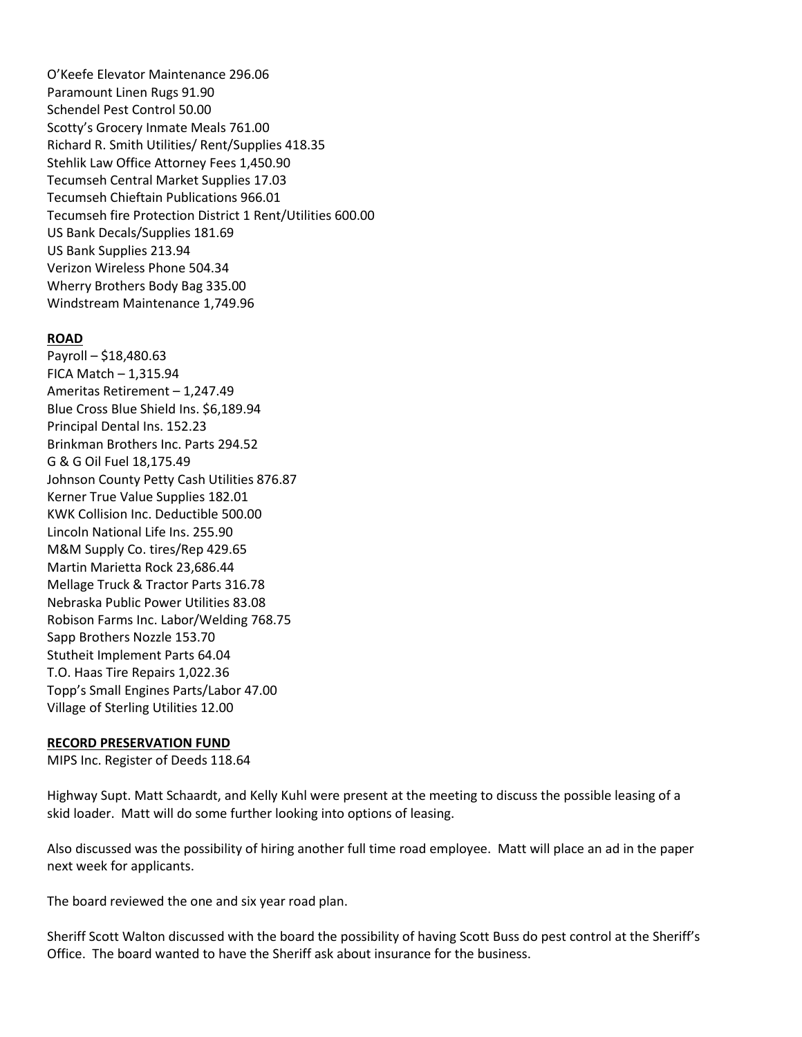O'Keefe Elevator Maintenance 296.06
Paramount Linen Rugs 91.90
Schendel Pest Control 50.00
Scotty's Grocery Inmate Meals 761.00
Richard R. Smith Utilities/ Rent/Supplies 418.35
Stehlik Law Office Attorney Fees 1,450.90
Tecumseh Central Market Supplies 17.03
Tecumseh Chieftain Publications 966.01
Tecumseh fire Protection District 1 Rent/Utilities 600.00
US Bank Decals/Supplies 181.69
US Bank Supplies 213.94
Verizon Wireless Phone 504.34
Wherry Brothers Body Bag 335.00
Windstream Maintenance 1,749.96

**ROAD**

Payroll – $18,480.63
FICA Match – 1,315.94
Ameritas Retirement – 1,247.49
Blue Cross Blue Shield Ins. $6,189.94
Principal Dental Ins. 152.23
Brinkman Brothers Inc. Parts 294.52
G & G Oil Fuel 18,175.49
Johnson County Petty Cash Utilities 876.87
Kerner True Value Supplies 182.01
KWK Collision Inc. Deductible 500.00
Lincoln National Life Ins. 255.90
M&M Supply Co. tires/Rep 429.65
Martin Marietta Rock 23,686.44
Mellage Truck & Tractor Parts 316.78
Nebraska Public Power Utilities 83.08
Robison Farms Inc. Labor/Welding 768.75
Sapp Brothers Nozzle 153.70
Stutheit Implement Parts 64.04
T.O. Haas Tire Repairs 1,022.36
Topp's Small Engines Parts/Labor 47.00
Village of Sterling Utilities 12.00

**RECORD PRESERVATION FUND**

MIPS Inc. Register of Deeds 118.64

Highway Supt. Matt Schaardt, and Kelly Kuhl were present at the meeting to discuss the possible leasing of a skid loader. Matt will do some further looking into options of leasing.

Also discussed was the possibility of hiring another full time road employee. Matt will place an ad in the paper next week for applicants.

The board reviewed the one and six year road plan.

Sheriff Scott Walton discussed with the board the possibility of having Scott Buss do pest control at the Sheriff's Office. The board wanted to have the Sheriff ask about insurance for the business.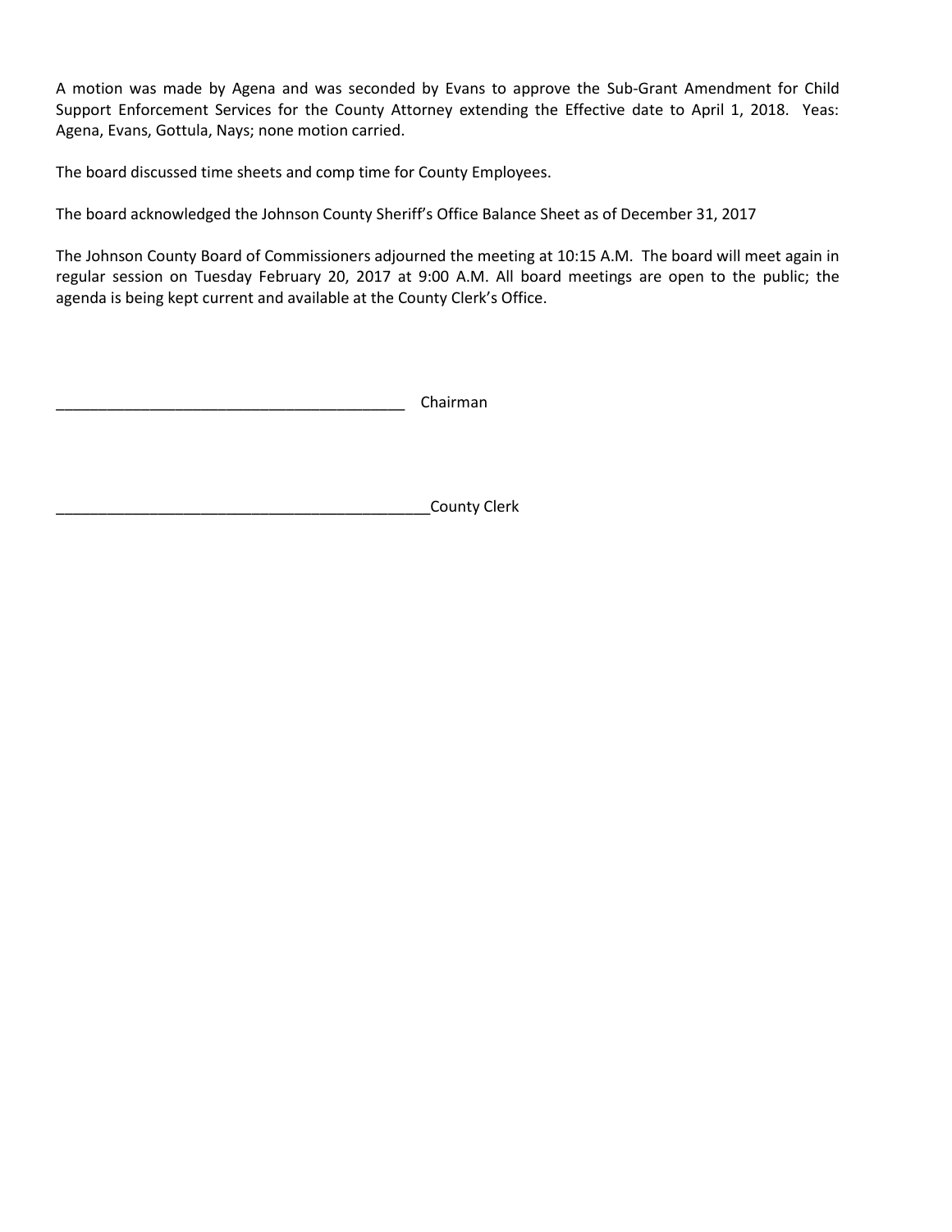A motion was made by Agena and was seconded by Evans to approve the Sub-Grant Amendment for Child Support Enforcement Services for the County Attorney extending the Effective date to April 1, 2018. Yeas: Agena, Evans, Gottula, Nays; none motion carried.

The board discussed time sheets and comp time for County Employees.

The board acknowledged the Johnson County Sheriff's Office Balance Sheet as of December 31, 2017

The Johnson County Board of Commissioners adjourned the meeting at 10:15 A.M. The board will meet again in regular session on Tuesday February 20, 2017 at 9:00 A.M. All board meetings are open to the public; the agenda is being kept current and available at the County Clerk's Office.

__________________________________________ Chairman

______________________________________________County Clerk